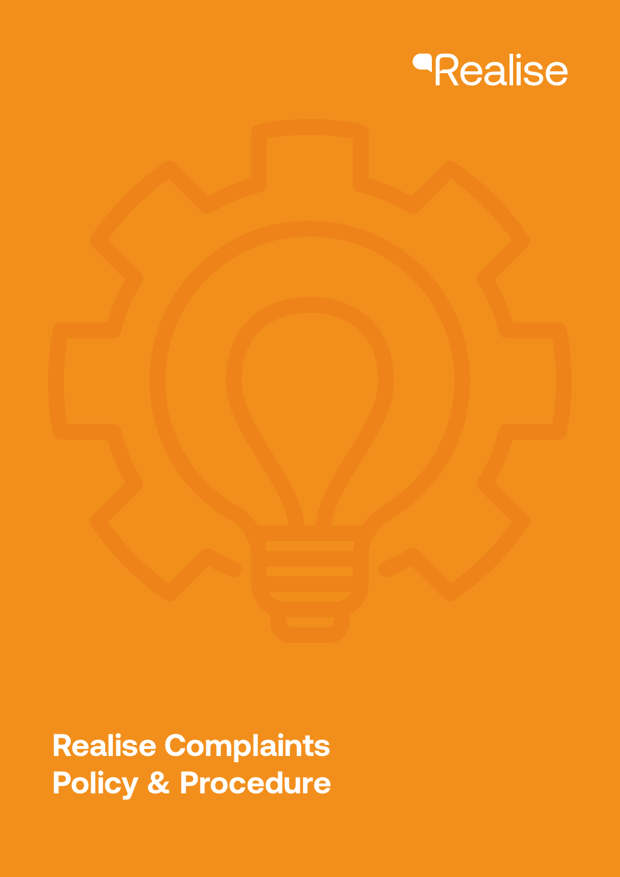Realise

# Realise Complaints Policy & Procedure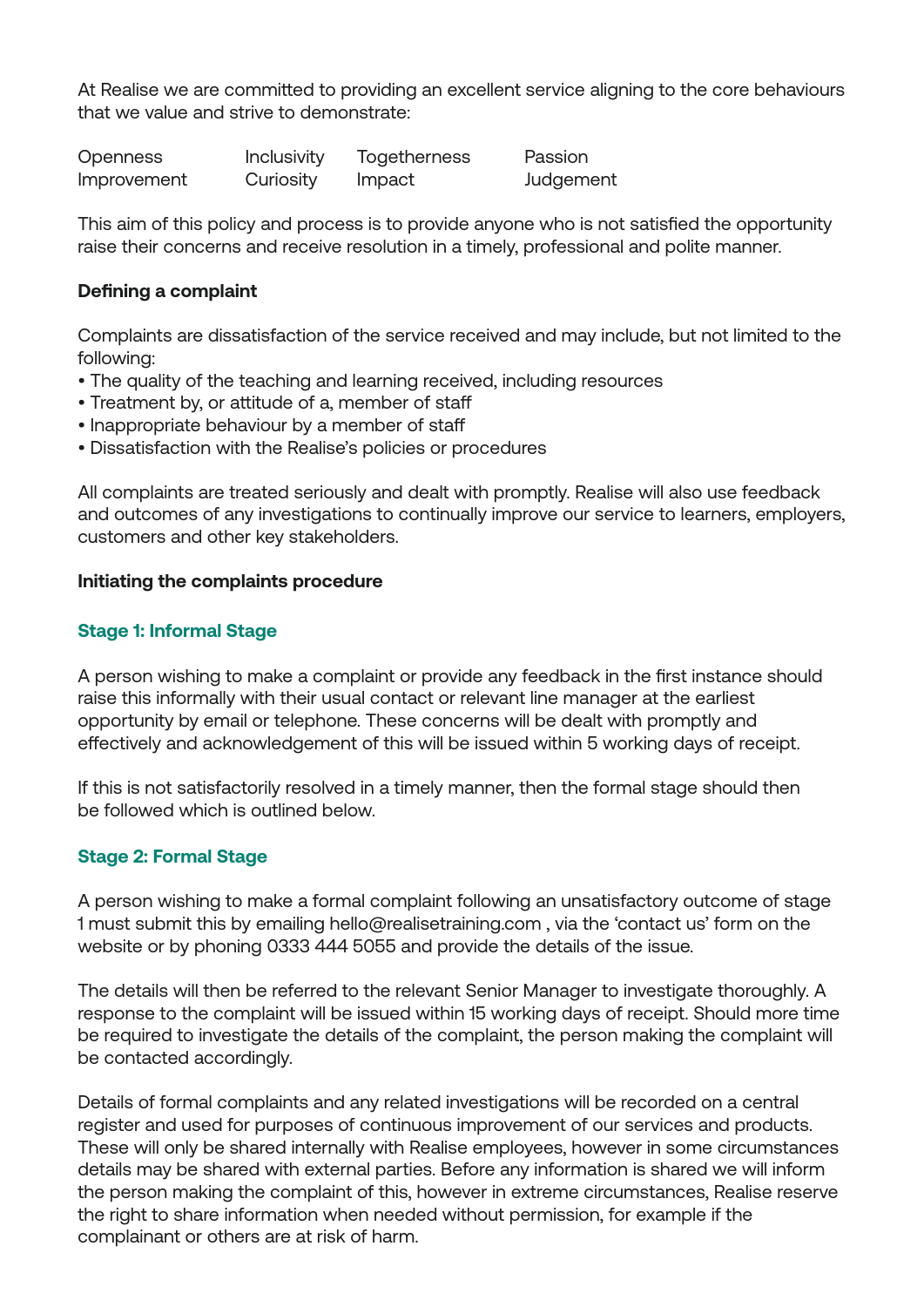At Realise we are committed to providing an excellent service aligning to the core behaviours that we value and strive to demonstrate:

| Openness | Inclusivity | Togetherness | Passion |
| --- | --- | --- | --- |
| Improvement | Curiosity | Impact | Judgement |

This aim of this policy and process is to provide anyone who is not satisfied the opportunity raise their concerns and receive resolution in a timely, professional and polite manner.

**Defining a complaint**

Complaints are dissatisfaction of the service received and may include, but not limited to the following:

- The quality of the teaching and learning received, including resources
- Treatment by, or attitude of a, member of staff
- Inappropriate behaviour by a member of staff
- Dissatisfaction with the Realise's policies or procedures

All complaints are treated seriously and dealt with promptly. Realise will also use feedback and outcomes of any investigations to continually improve our service to learners, employers, customers and other key stakeholders.

**Initiating the complaints procedure**

### Stage 1: Informal Stage

A person wishing to make a complaint or provide any feedback in the first instance should raise this informally with their usual contact or relevant line manager at the earliest opportunity by email or telephone. These concerns will be dealt with promptly and effectively and acknowledgement of this will be issued within 5 working days of receipt.

If this is not satisfactorily resolved in a timely manner, then the formal stage should then be followed which is outlined below.

### Stage 2: Formal Stage

A person wishing to make a formal complaint following an unsatisfactory outcome of stage 1 must submit this by emailing hello@realisetraining.com , via the 'contact us' form on the website or by phoning 0333 444 5055 and provide the details of the issue.

The details will then be referred to the relevant Senior Manager to investigate thoroughly. A response to the complaint will be issued within 15 working days of receipt. Should more time be required to investigate the details of the complaint, the person making the complaint will be contacted accordingly.

Details of formal complaints and any related investigations will be recorded on a central register and used for purposes of continuous improvement of our services and products. These will only be shared internally with Realise employees, however in some circumstances details may be shared with external parties. Before any information is shared we will inform the person making the complaint of this, however in extreme circumstances, Realise reserve the right to share information when needed without permission, for example if the complainant or others are at risk of harm.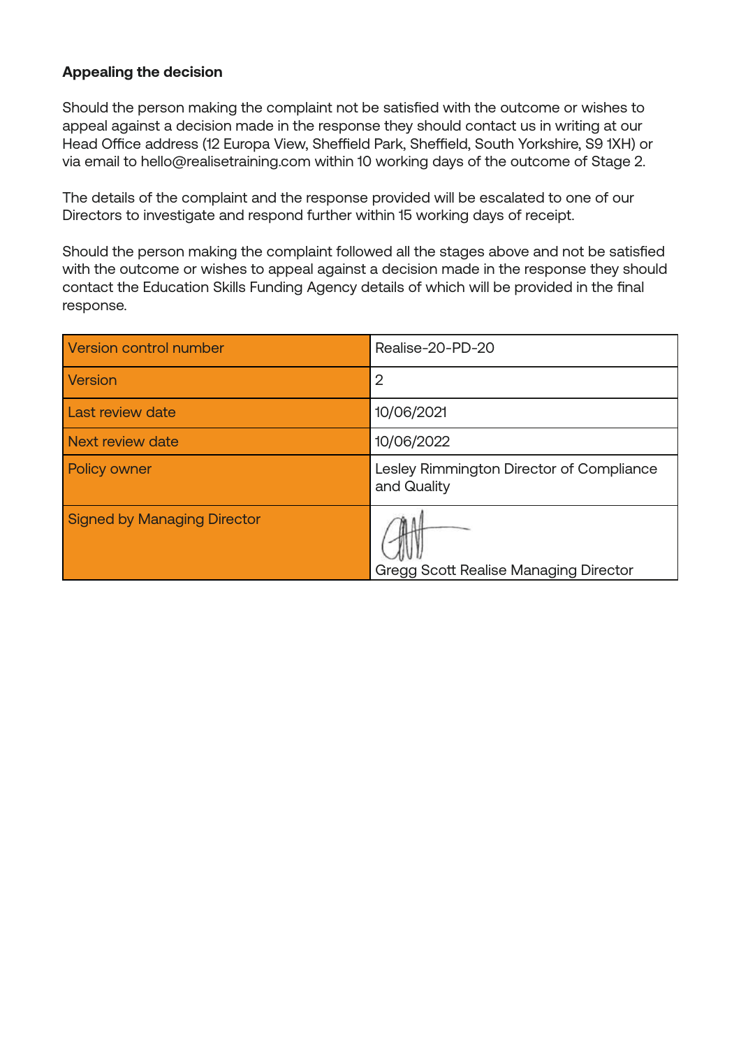**Appealing the decision**

Should the person making the complaint not be satisfied with the outcome or wishes to appeal against a decision made in the response they should contact us in writing at our Head Office address (12 Europa View, Sheffield Park, Sheffield, South Yorkshire, S9 1XH) or via email to hello@realisetraining.com within 10 working days of the outcome of Stage 2.

The details of the complaint and the response provided will be escalated to one of our Directors to investigate and respond further within 15 working days of receipt.

Should the person making the complaint followed all the stages above and not be satisfied with the outcome or wishes to appeal against a decision made in the response they should contact the Education Skills Funding Agency details of which will be provided in the final response.

| | |
|---|---|
| Version control number | Realise-20-PD-20 |
| Version | 2 |
| Last review date | 10/06/2021 |
| Next review date | 10/06/2022 |
| Policy owner | Lesley Rimmington Director of Compliance and Quality |
| Signed by Managing Director | Gregg Scott Realise Managing Director |